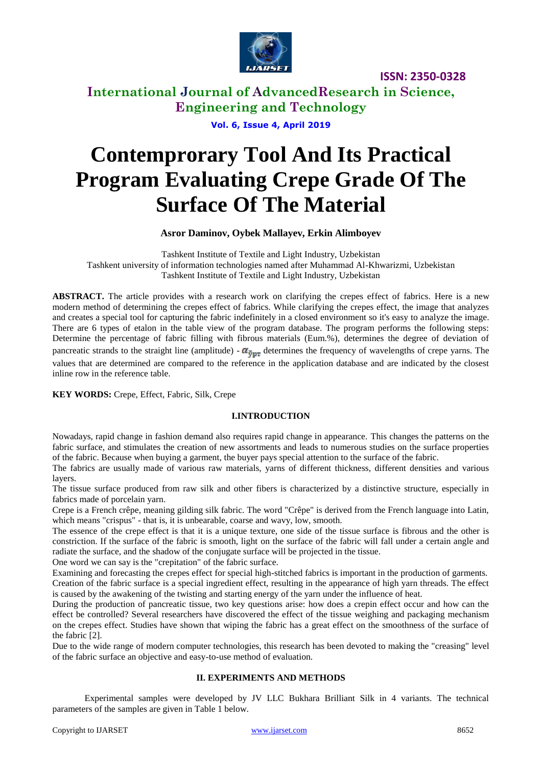# Contemprorary Tool And Its Practical Program Evaluating Crepe Grade Of The Surface Of The Material

**Asror Daminov, Oybek Mallayev, Erkin Alimboyev**

Tashkent Institute of Textile and Light Industry, Uzbekistan
Tashkent university of information technologies named after Muhammad Al-Khwarizmi, Uzbekistan
Tashkent Institute of Textile and Light Industry, Uzbekistan

**ABSTRACT.** The article provides with a research work on clarifying the crepes effect of fabrics. Here is a new modern method of determining the crepes effect of fabrics. While clarifying the crepes effect, the image that analyzes and creates a special tool for capturing the fabric indefinitely in a closed environment so it's easy to analyze the image. There are 6 types of etalon in the table view of the program database. The program performs the following steps: Determine the percentage of fabric filling with fibrous materials (Eum.%), determines the degree of deviation of pancreatic strands to the straight line (amplitude) - $\alpha_{\text{ўрт}}$ determines the frequency of wavelengths of crepe yarns. The values that are determined are compared to the reference in the application database and are indicated by the closest inline row in the reference table.

**KEY WORDS:** Crepe, Effect, Fabric, Silk, Crepe

## I.INTRODUCTION

Nowadays, rapid change in fashion demand also requires rapid change in appearance. This changes the patterns on the fabric surface, and stimulates the creation of new assortments and leads to numerous studies on the surface properties of the fabric. Because when buying a garment, the buyer pays special attention to the surface of the fabric.

The fabrics are usually made of various raw materials, yarns of different thickness, different densities and various layers.

The tissue surface produced from raw silk and other fibers is characterized by a distinctive structure, especially in fabrics made of porcelain yarn.

Crepe is a French crêpe, meaning gilding silk fabric. The word "Crêpe" is derived from the French language into Latin, which means "crispus" - that is, it is unbearable, coarse and wavy, low, smooth.

The essence of the crepe effect is that it is a unique texture, one side of the tissue surface is fibrous and the other is constriction. If the surface of the fabric is smooth, light on the surface of the fabric will fall under a certain angle and radiate the surface, and the shadow of the conjugate surface will be projected in the tissue.

One word we can say is the "crepitation" of the fabric surface.

Examining and forecasting the crepes effect for special high-stitched fabrics is important in the production of garments. Creation of the fabric surface is a special ingredient effect, resulting in the appearance of high yarn threads. The effect is caused by the awakening of the twisting and starting energy of the yarn under the influence of heat.

During the production of pancreatic tissue, two key questions arise: how does a crepin effect occur and how can the effect be controlled? Several researchers have discovered the effect of the tissue weighing and packaging mechanism on the crepes effect. Studies have shown that wiping the fabric has a great effect on the smoothness of the surface of the fabric [2].

Due to the wide range of modern computer technologies, this research has been devoted to making the "creasing" level of the fabric surface an objective and easy-to-use method of evaluation.

## II. EXPERIMENTS AND METHODS

Experimental samples were developed by JV LLC Bukhara Brilliant Silk in 4 variants. The technical parameters of the samples are given in Table 1 below.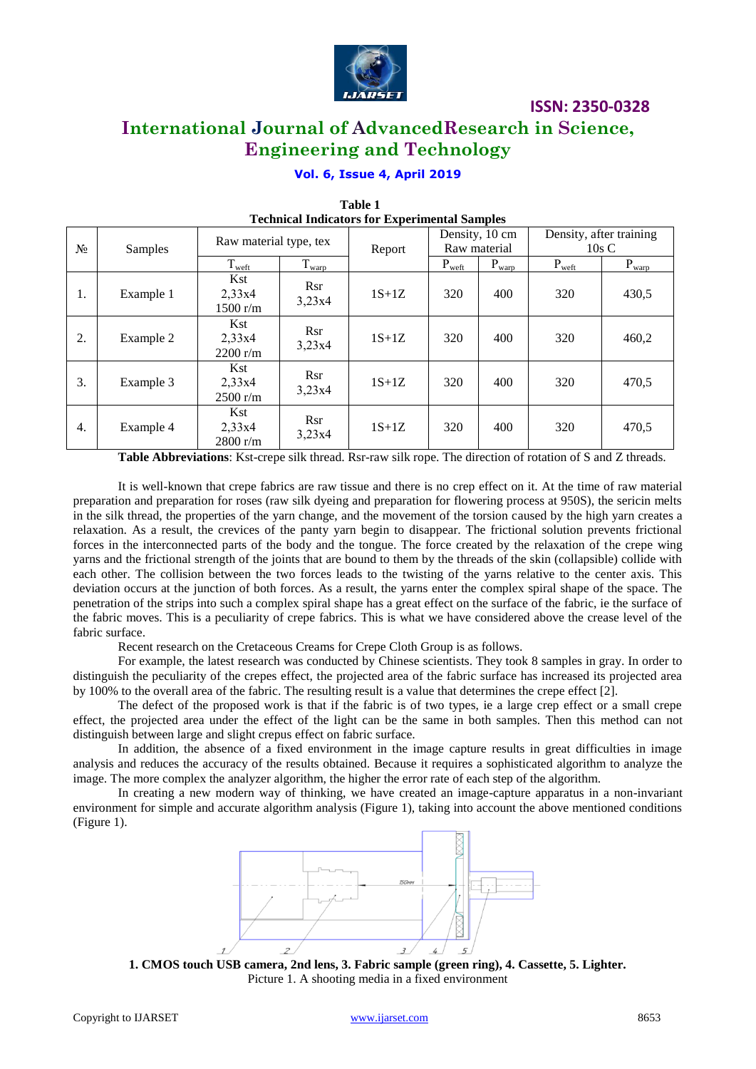**Table 1**
**Technical Indicators for Experimental Samples**

| № | Samples | Raw material type, tex | | Report | Density, 10 cm Raw material | | Density, after training 10s C | |
|---|---|---|---|---|---|---|---|---|
| | | $T_{weft}$ | $T_{warp}$ | | $P_{weft}$ | $P_{warp}$ | $P_{weft}$ | $P_{warp}$ |
| 1. | Example 1 | Kst 2,33x4 1500 r/m | Rsr 3,23x4 | 1S+1Z | 320 | 400 | 320 | 430,5 |
| 2. | Example 2 | Kst 2,33x4 2200 r/m | Rsr 3,23x4 | 1S+1Z | 320 | 400 | 320 | 460,2 |
| 3. | Example 3 | Kst 2,33x4 2500 r/m | Rsr 3,23x4 | 1S+1Z | 320 | 400 | 320 | 470,5 |
| 4. | Example 4 | Kst 2,33x4 2800 r/m | Rsr 3,23x4 | 1S+1Z | 320 | 400 | 320 | 470,5 |

**Table Abbreviations**: Kst-crepe silk thread. Rsr-raw silk rope. The direction of rotation of S and Z threads.

It is well-known that crepe fabrics are raw tissue and there is no crep effect on it. At the time of raw material preparation and preparation for roses (raw silk dyeing and preparation for flowering process at 950S), the sericin melts in the silk thread, the properties of the yarn change, and the movement of the torsion caused by the high yarn creates a relaxation. As a result, the crevices of the panty yarn begin to disappear. The frictional solution prevents frictional forces in the interconnected parts of the body and the tongue. The force created by the relaxation of the crepe wing yarns and the frictional strength of the joints that are bound to them by the threads of the skin (collapsible) collide with each other. The collision between the two forces leads to the twisting of the yarns relative to the center axis. This deviation occurs at the junction of both forces. As a result, the yarns enter the complex spiral shape of the space. The penetration of the strips into such a complex spiral shape has a great effect on the surface of the fabric, ie the surface of the fabric moves. This is a peculiarity of crepe fabrics. This is what we have considered above the crease level of the fabric surface.

Recent research on the Cretaceous Creams for Crepe Cloth Group is as follows.

For example, the latest research was conducted by Chinese scientists. They took 8 samples in gray. In order to distinguish the peculiarity of the crepes effect, the projected area of the fabric surface has increased its projected area by 100% to the overall area of the fabric. The resulting result is a value that determines the crepe effect [2].

The defect of the proposed work is that if the fabric is of two types, ie a large crep effect or a small crepe effect, the projected area under the effect of the light can be the same in both samples. Then this method can not distinguish between large and slight crepus effect on fabric surface.

In addition, the absence of a fixed environment in the image capture results in great difficulties in image analysis and reduces the accuracy of the results obtained. Because it requires a sophisticated algorithm to analyze the image. The more complex the analyzer algorithm, the higher the error rate of each step of the algorithm.

In creating a new modern way of thinking, we have created an image-capture apparatus in a non-invariant environment for simple and accurate algorithm analysis (Figure 1), taking into account the above mentioned conditions (Figure 1).

**1. CMOS touch USB camera, 2nd lens, 3. Fabric sample (green ring), 4. Cassette, 5. Lighter.**

Picture 1. A shooting media in a fixed environment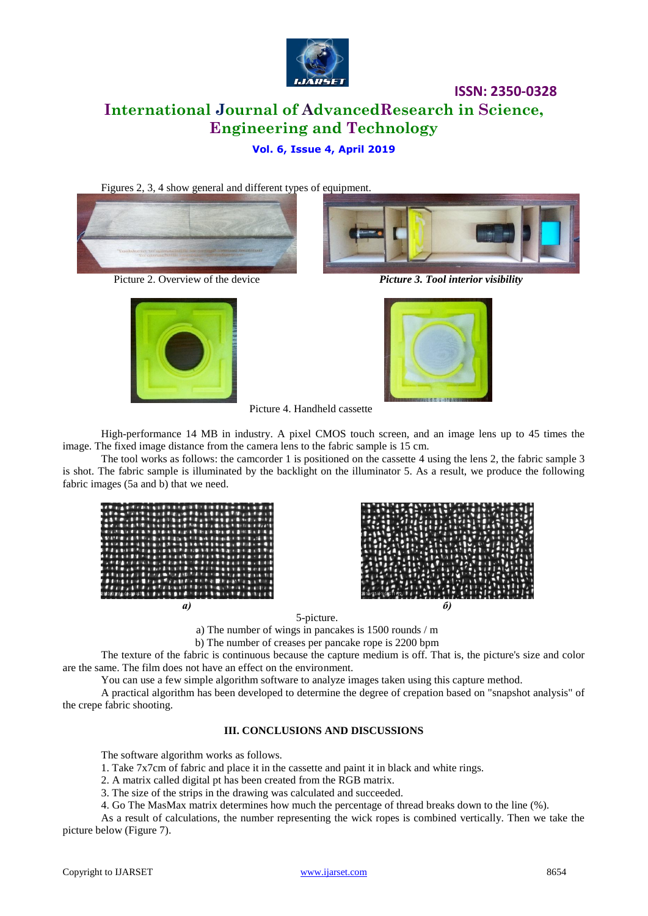Figures 2, 3, 4 show general and different types of equipment.

Picture 2. Overview of the device

*Picture 3. Tool interior visibility*

Picture 4. Handheld cassette

High-performance 14 MB in industry. A pixel CMOS touch screen, and an image lens up to 45 times the image. The fixed image distance from the camera lens to the fabric sample is 15 cm.

The tool works as follows: the camcorder 1 is positioned on the cassette 4 using the lens 2, the fabric sample 3 is shot. The fabric sample is illuminated by the backlight on the illuminator 5. As a result, we produce the following fabric images (5a and b) that we need.

*а)* *б)*

5-picture.

a) The number of wings in pancakes is 1500 rounds / m

b) The number of creases per pancake rope is 2200 bpm

The texture of the fabric is continuous because the capture medium is off. That is, the picture's size and color are the same. The film does not have an effect on the environment.

You can use a few simple algorithm software to analyze images taken using this capture method.

A practical algorithm has been developed to determine the degree of crepation based on "snapshot analysis" of the crepe fabric shooting.

### III. CONCLUSIONS AND DISCUSSIONS

The software algorithm works as follows.

1. Take 7x7cm of fabric and place it in the cassette and paint it in black and white rings.
2. A matrix called digital pt has been created from the RGB matrix.
3. The size of the strips in the drawing was calculated and succeeded.
4. Go The MasMax matrix determines how much the percentage of thread breaks down to the line (%).

As a result of calculations, the number representing the wick ropes is combined vertically. Then we take the picture below (Figure 7).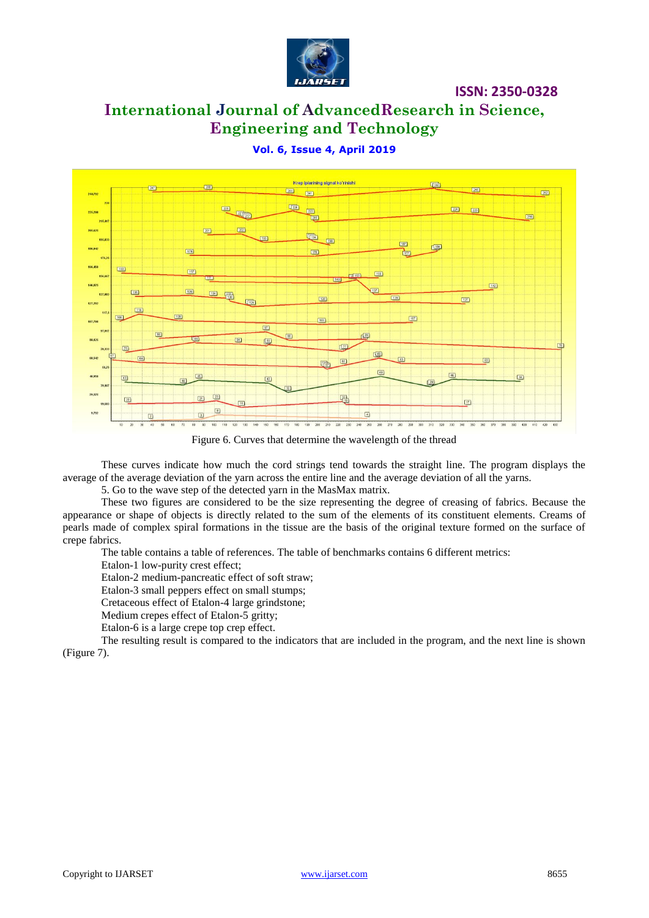Figure 6. Curves that determine the wavelength of the thread

These curves indicate how much the cord strings tend towards the straight line. The program displays the average of the average deviation of the yarn across the entire line and the average deviation of all the yarns.

5. Go to the wave step of the detected yarn in the MasMax matrix.

These two figures are considered to be the size representing the degree of creasing of fabrics. Because the appearance or shape of objects is directly related to the sum of the elements of its constituent elements. Creams of pearls made of complex spiral formations in the tissue are the basis of the original texture formed on the surface of crepe fabrics.

The table contains a table of references. The table of benchmarks contains 6 different metrics:

Etalon-1 low-purity crest effect;

Etalon-2 medium-pancreatic effect of soft straw;

Etalon-3 small peppers effect on small stumps;

Cretaceous effect of Etalon-4 large grindstone;

Medium crepes effect of Etalon-5 gritty;

Etalon-6 is a large crepe top crep effect.

The resulting result is compared to the indicators that are included in the program, and the next line is shown (Figure 7).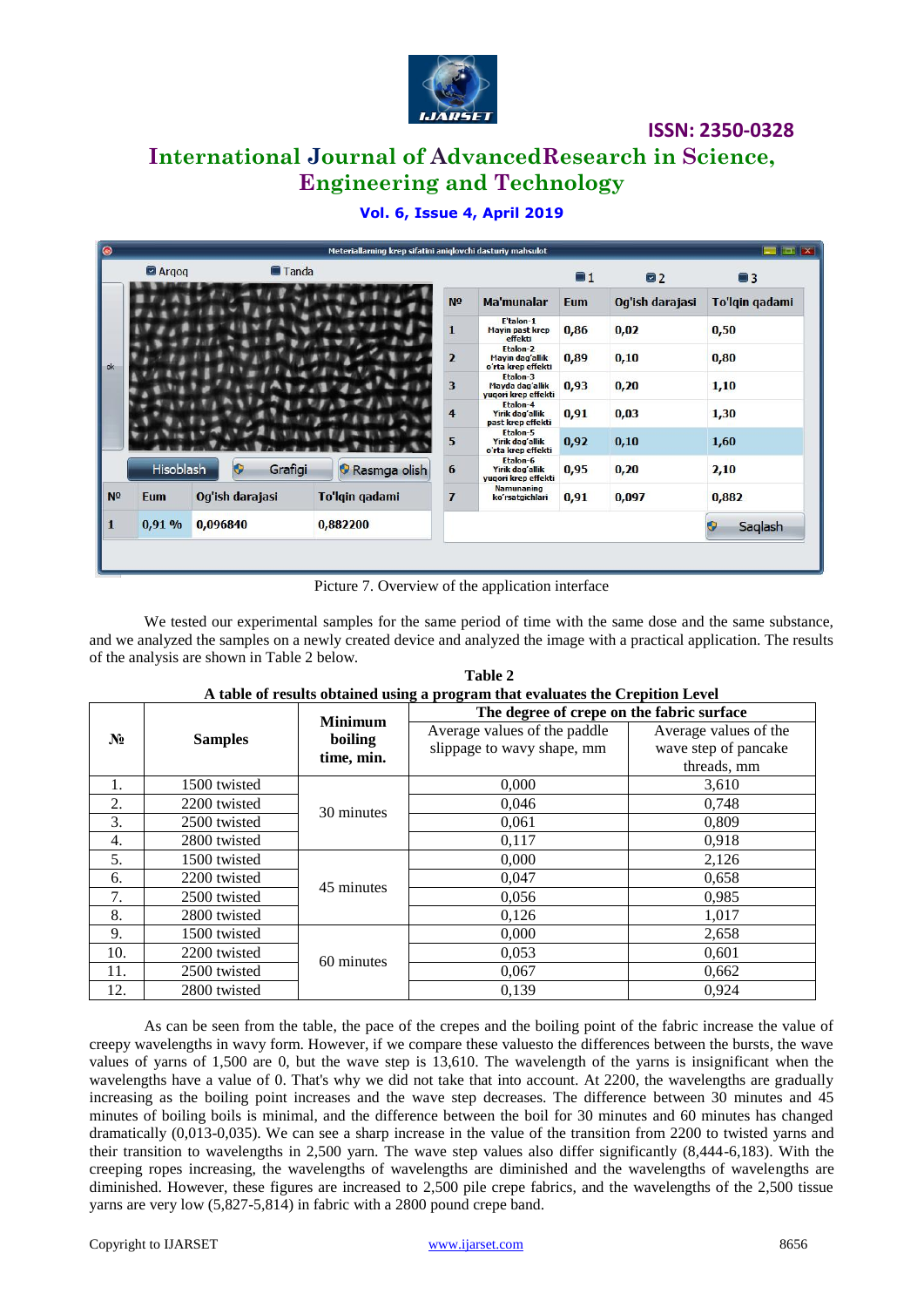Picture 7. Overview of the application interface

We tested our experimental samples for the same period of time with the same dose and the same substance, and we analyzed the samples on a newly created device and analyzed the image with a practical application. The results of the analysis are shown in Table 2 below.

**Table 2**
**A table of results obtained using a program that evaluates the Crepition Level**

| № | Samples | Minimum boiling time, min. | The degree of crepe on the fabric surface | |
|---|---|---|---|---|
| | | | Average values of the paddle slippage to wavy shape, mm | Average values of the wave step of pancake threads, mm |
| 1. | 1500 twisted | 30 minutes | 0,000 | 3,610 |
| 2. | 2200 twisted | | 0,046 | 0,748 |
| 3. | 2500 twisted | | 0,061 | 0,809 |
| 4. | 2800 twisted | | 0,117 | 0,918 |
| 5. | 1500 twisted | 45 minutes | 0,000 | 2,126 |
| 6. | 2200 twisted | | 0,047 | 0,658 |
| 7. | 2500 twisted | | 0,056 | 0,985 |
| 8. | 2800 twisted | | 0,126 | 1,017 |
| 9. | 1500 twisted | 60 minutes | 0,000 | 2,658 |
| 10. | 2200 twisted | | 0,053 | 0,601 |
| 11. | 2500 twisted | | 0,067 | 0,662 |
| 12. | 2800 twisted | | 0,139 | 0,924 |

As can be seen from the table, the pace of the crepes and the boiling point of the fabric increase the value of creepy wavelengths in wavy form. However, if we compare these valuesto the differences between the bursts, the wave values of yarns of 1,500 are 0, but the wave step is 13,610. The wavelength of the yarns is insignificant when the wavelengths have a value of 0. That's why we did not take that into account. At 2200, the wavelengths are gradually increasing as the boiling point increases and the wave step decreases. The difference between 30 minutes and 45 minutes of boiling boils is minimal, and the difference between the boil for 30 minutes and 60 minutes has changed dramatically (0,013-0,035). We can see a sharp increase in the value of the transition from 2200 to twisted yarns and their transition to wavelengths in 2,500 yarn. The wave step values also differ significantly (8,444-6,183). With the creeping ropes increasing, the wavelengths of wavelengths are diminished and the wavelengths of wavelengths are diminished. However, these figures are increased to 2,500 pile crepe fabrics, and the wavelengths of the 2,500 tissue yarns are very low (5,827-5,814) in fabric with a 2800 pound crepe band.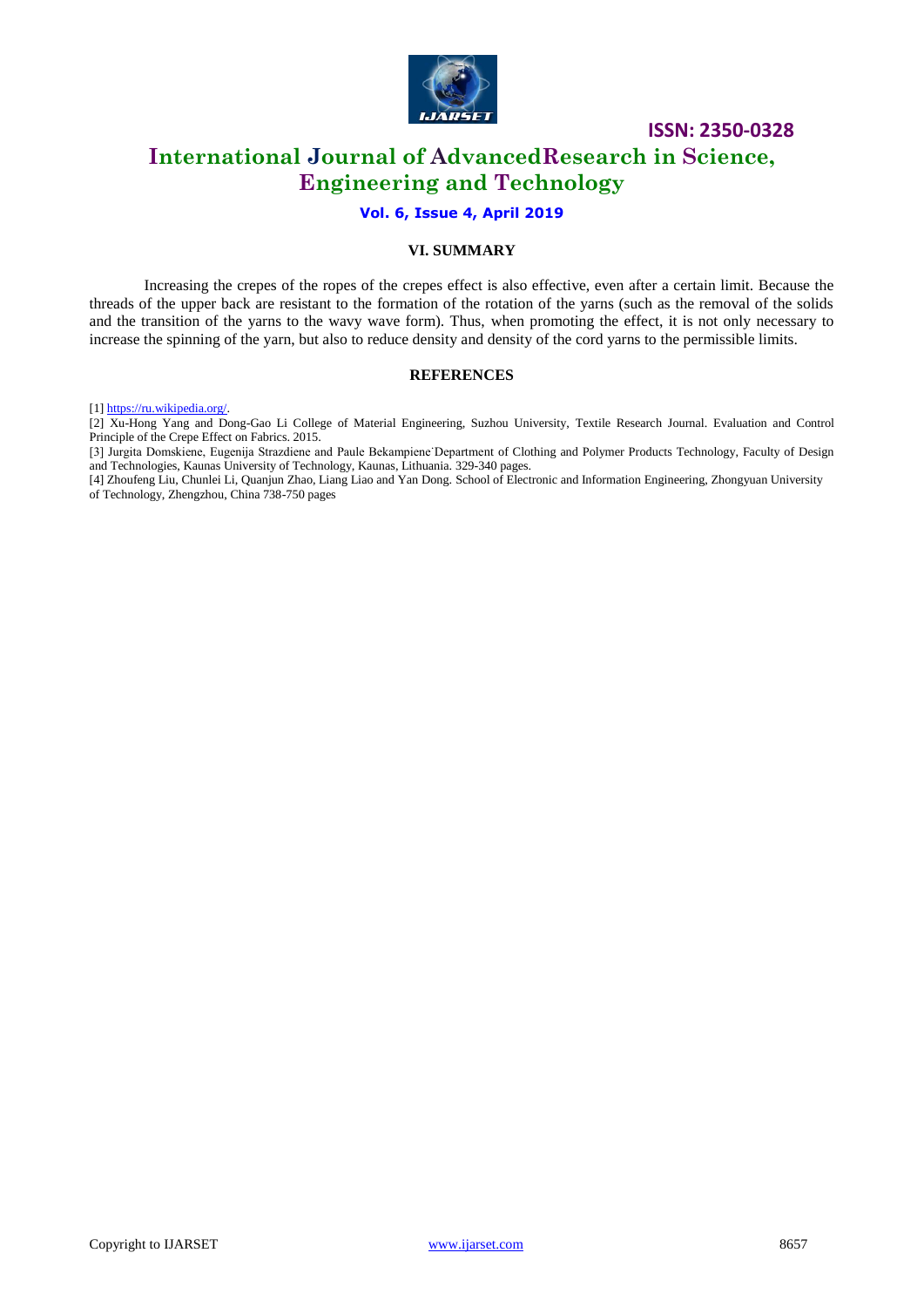## VI. SUMMARY

Increasing the crepes of the ropes of the crepes effect is also effective, even after a certain limit. Because the threads of the upper back are resistant to the formation of the rotation of the yarns (such as the removal of the solids and the transition of the yarns to the wavy wave form). Thus, when promoting the effect, it is not only necessary to increase the spinning of the yarn, but also to reduce density and density of the cord yarns to the permissible limits.

## REFERENCES

[1] https://ru.wikipedia.org/.

[2] Xu-Hong Yang and Dong-Gao Li College of Material Engineering, Suzhou University, Textile Research Journal. Evaluation and Control Principle of the Crepe Effect on Fabrics. 2015.

[3] Jurgita Domskiene, Eugenija Strazdiene and Paule Bekampiene Department of Clothing and Polymer Products Technology, Faculty of Design and Technologies, Kaunas University of Technology, Kaunas, Lithuania. 329-340 pages.

[4] Zhoufeng Liu, Chunlei Li, Quanjun Zhao, Liang Liao and Yan Dong. School of Electronic and Information Engineering, Zhongyuan University of Technology, Zhengzhou, China 738-750 pages